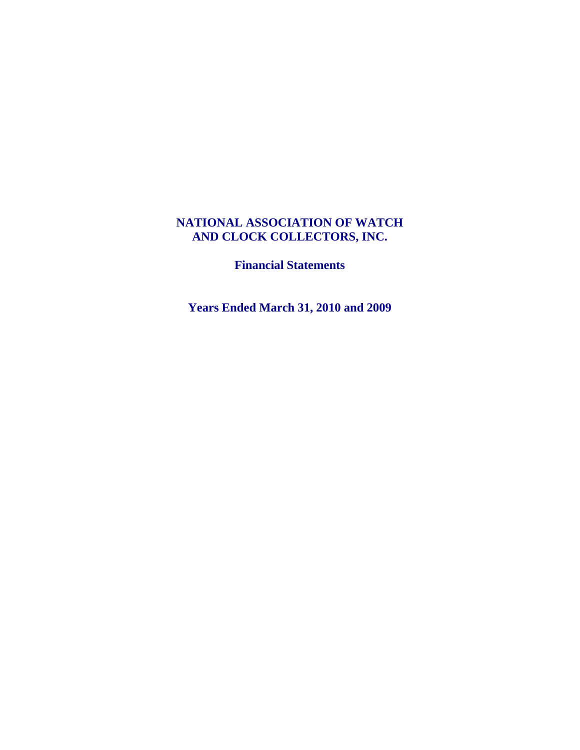# NATIONAL ASSOCIATION OF WATCH AND CLOCK COLLECTORS, INC.

## Financial Statements

## Years Ended March 31, 2010 and 2009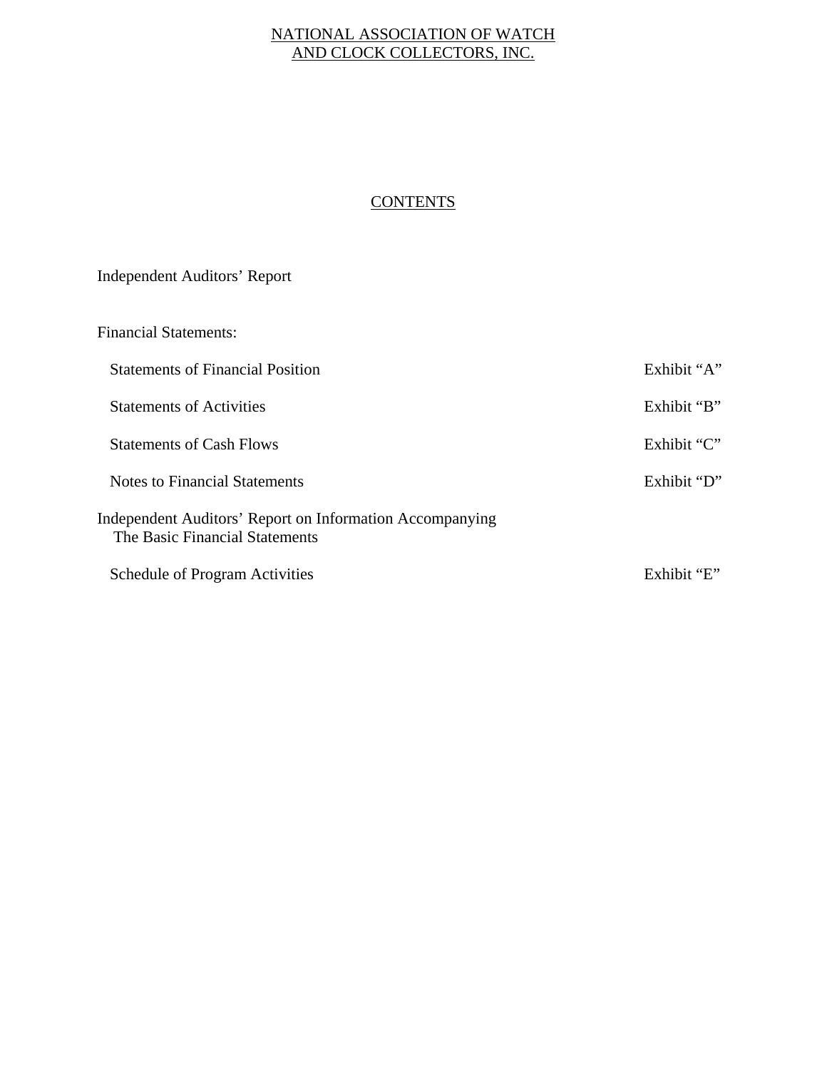NATIONAL ASSOCIATION OF WATCH AND CLOCK COLLECTORS, INC.

# CONTENTS

Independent Auditors' Report

Financial Statements:

| | |
|---|---|
| Statements of Financial Position | Exhibit "A" |
| Statements of Activities | Exhibit "B" |
| Statements of Cash Flows | Exhibit "C" |
| Notes to Financial Statements | Exhibit "D" |

Independent Auditors' Report on Information Accompanying The Basic Financial Statements

| | |
|---|---|
| Schedule of Program Activities | Exhibit "E" |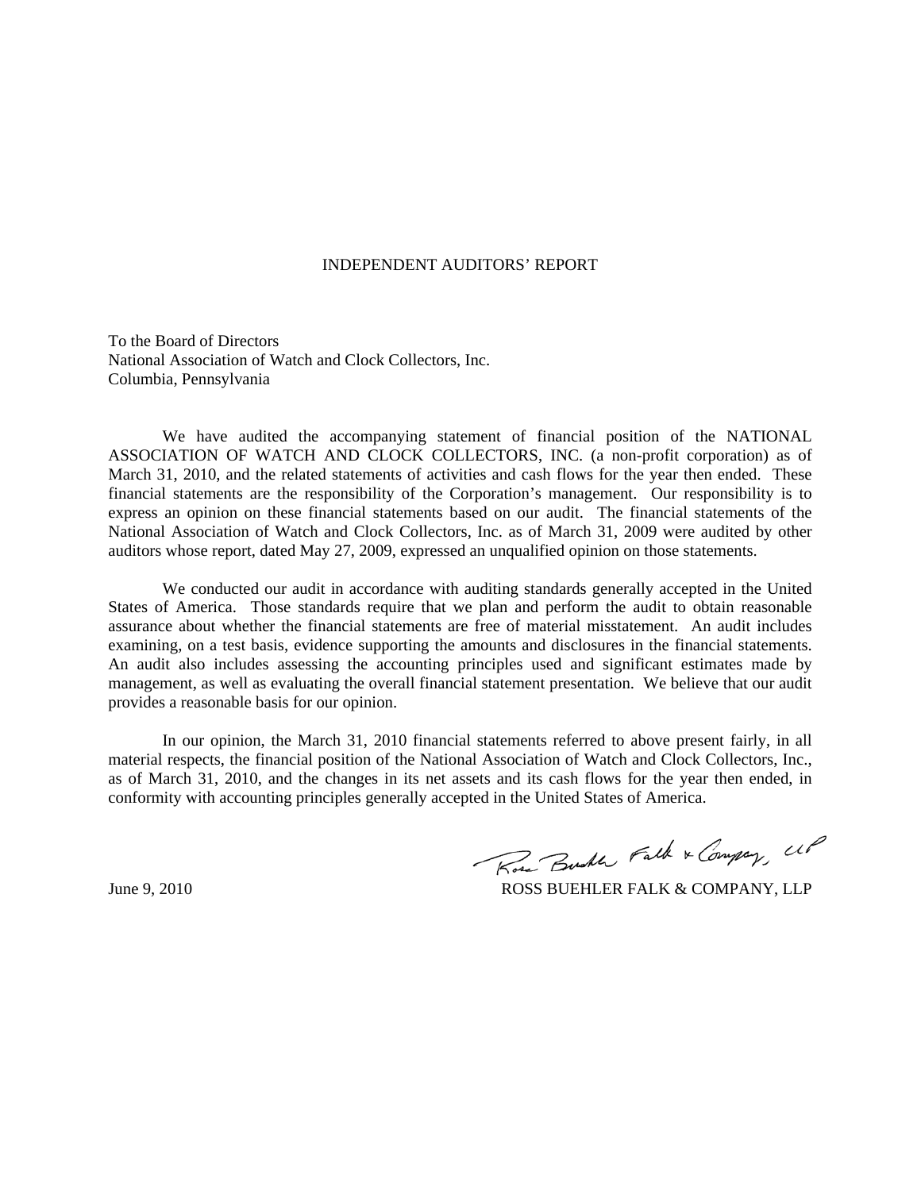# INDEPENDENT AUDITORS' REPORT

To the Board of Directors
National Association of Watch and Clock Collectors, Inc.
Columbia, Pennsylvania

We have audited the accompanying statement of financial position of the NATIONAL ASSOCIATION OF WATCH AND CLOCK COLLECTORS, INC. (a non-profit corporation) as of March 31, 2010, and the related statements of activities and cash flows for the year then ended. These financial statements are the responsibility of the Corporation's management. Our responsibility is to express an opinion on these financial statements based on our audit. The financial statements of the National Association of Watch and Clock Collectors, Inc. as of March 31, 2009 were audited by other auditors whose report, dated May 27, 2009, expressed an unqualified opinion on those statements.

We conducted our audit in accordance with auditing standards generally accepted in the United States of America. Those standards require that we plan and perform the audit to obtain reasonable assurance about whether the financial statements are free of material misstatement. An audit includes examining, on a test basis, evidence supporting the amounts and disclosures in the financial statements. An audit also includes assessing the accounting principles used and significant estimates made by management, as well as evaluating the overall financial statement presentation. We believe that our audit provides a reasonable basis for our opinion.

In our opinion, the March 31, 2010 financial statements referred to above present fairly, in all material respects, the financial position of the National Association of Watch and Clock Collectors, Inc., as of March 31, 2010, and the changes in its net assets and its cash flows for the year then ended, in conformity with accounting principles generally accepted in the United States of America.

Ross Buehler Falk & Company, LLP

June 9, 2010

ROSS BUEHLER FALK & COMPANY, LLP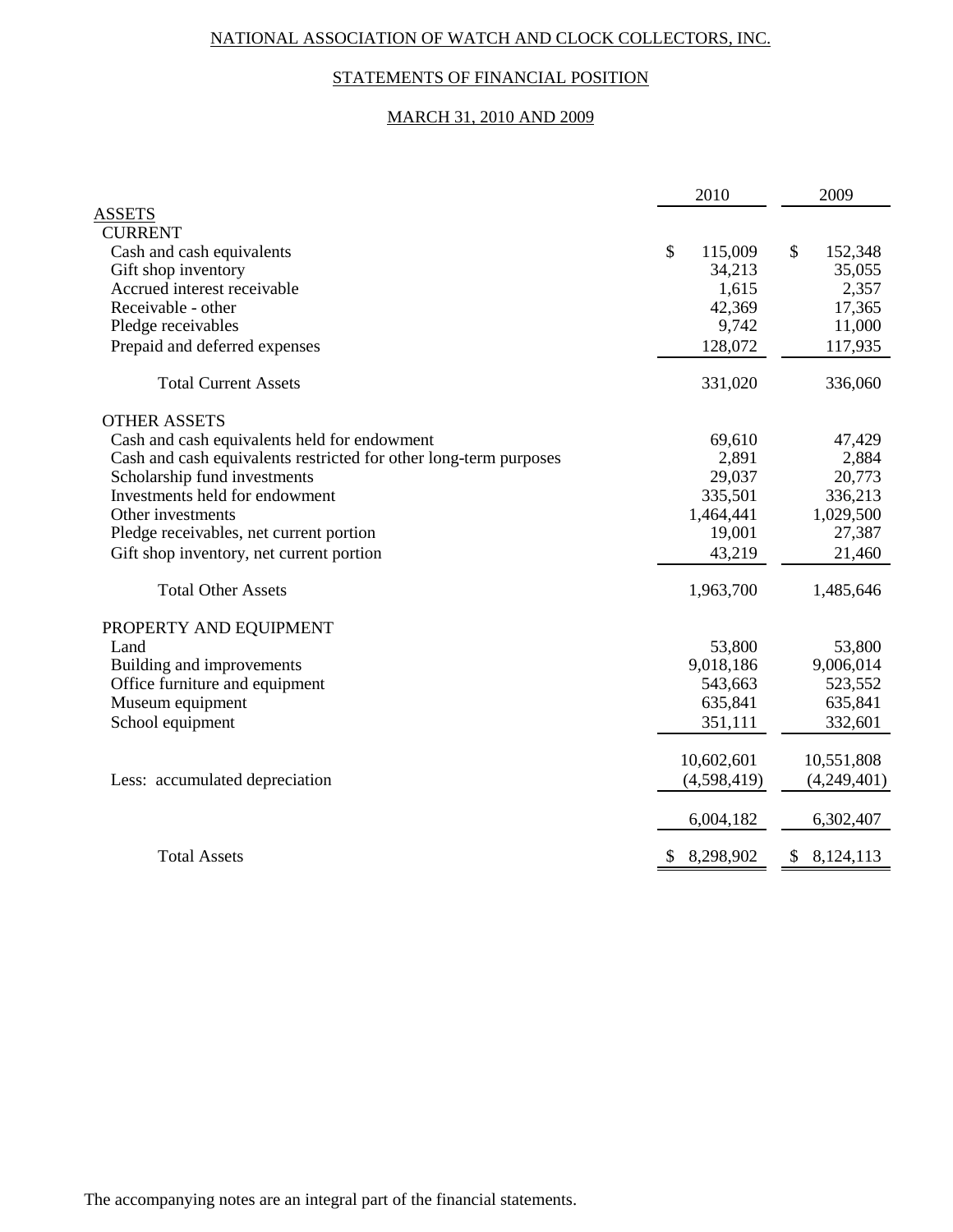NATIONAL ASSOCIATION OF WATCH AND CLOCK COLLECTORS, INC.

STATEMENTS OF FINANCIAL POSITION

MARCH 31, 2010 AND 2009

| | 2010 | 2009 |
|---|---|---|
| ASSETS | | |
| CURRENT | | |
| Cash and cash equivalents | $ 115,009 | $ 152,348 |
| Gift shop inventory | 34,213 | 35,055 |
| Accrued interest receivable | 1,615 | 2,357 |
| Receivable - other | 42,369 | 17,365 |
| Pledge receivables | 9,742 | 11,000 |
| Prepaid and deferred expenses | 128,072 | 117,935 |
| Total Current Assets | 331,020 | 336,060 |
| OTHER ASSETS | | |
| Cash and cash equivalents held for endowment | 69,610 | 47,429 |
| Cash and cash equivalents restricted for other long-term purposes | 2,891 | 2,884 |
| Scholarship fund investments | 29,037 | 20,773 |
| Investments held for endowment | 335,501 | 336,213 |
| Other investments | 1,464,441 | 1,029,500 |
| Pledge receivables, net current portion | 19,001 | 27,387 |
| Gift shop inventory, net current portion | 43,219 | 21,460 |
| Total Other Assets | 1,963,700 | 1,485,646 |
| PROPERTY AND EQUIPMENT | | |
| Land | 53,800 | 53,800 |
| Building and improvements | 9,018,186 | 9,006,014 |
| Office furniture and equipment | 543,663 | 523,552 |
| Museum equipment | 635,841 | 635,841 |
| School equipment | 351,111 | 332,601 |
| | 10,602,601 | 10,551,808 |
| Less: accumulated depreciation | (4,598,419) | (4,249,401) |
| | 6,004,182 | 6,302,407 |
| Total Assets | $ 8,298,902 | $ 8,124,113 |

The accompanying notes are an integral part of the financial statements.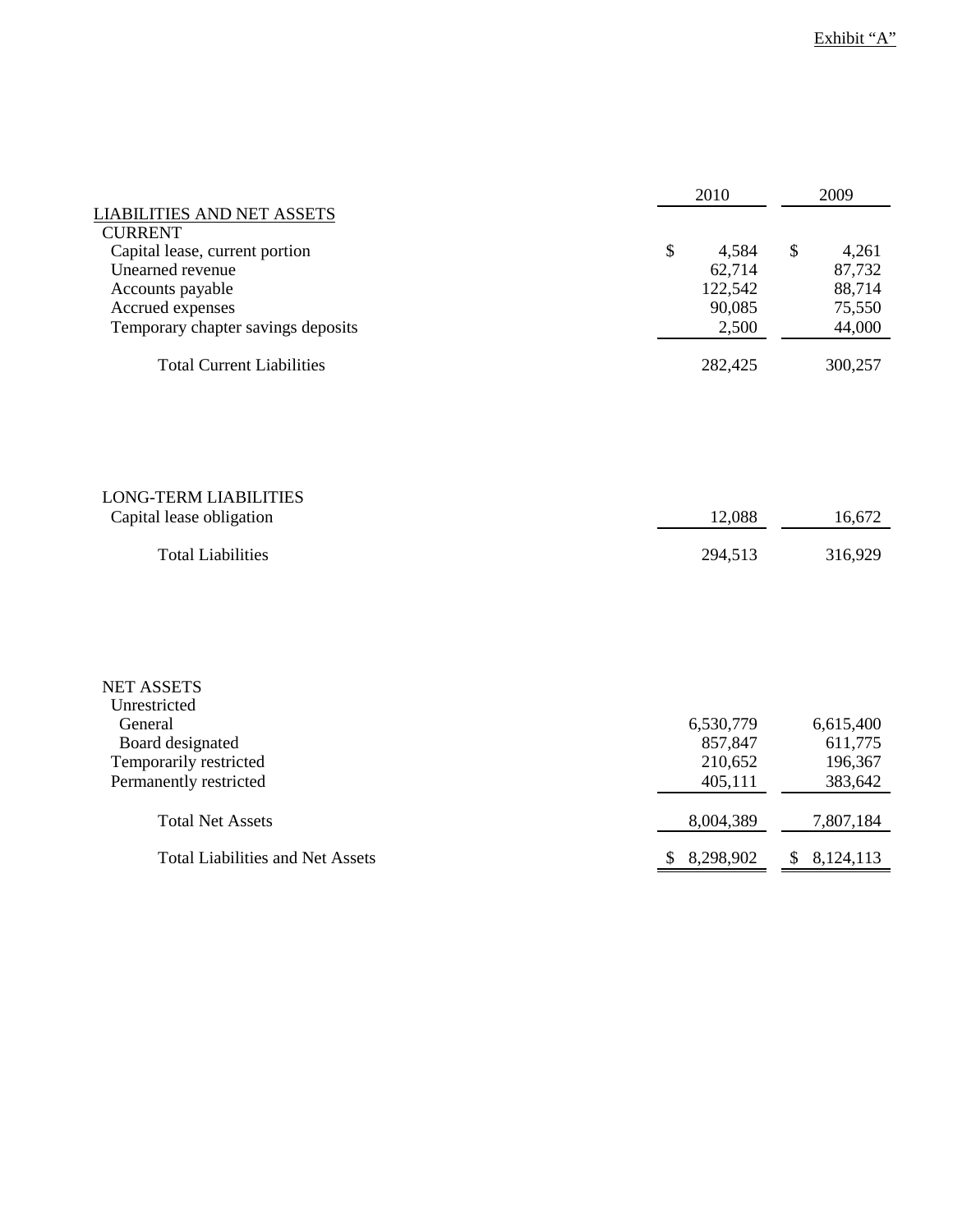Exhibit "A"

| | 2010 | 2009 |
|---|---|---|
| LIABILITIES AND NET ASSETS | | |
| CURRENT | | |
| Capital lease, current portion | $ 4,584 | $ 4,261 |
| Unearned revenue | 62,714 | 87,732 |
| Accounts payable | 122,542 | 88,714 |
| Accrued expenses | 90,085 | 75,550 |
| Temporary chapter savings deposits | 2,500 | 44,000 |
| Total Current Liabilities | 282,425 | 300,257 |
| LONG-TERM LIABILITIES | | |
| Capital lease obligation | 12,088 | 16,672 |
| Total Liabilities | 294,513 | 316,929 |
| NET ASSETS | | |
| Unrestricted | | |
| General | 6,530,779 | 6,615,400 |
| Board designated | 857,847 | 611,775 |
| Temporarily restricted | 210,652 | 196,367 |
| Permanently restricted | 405,111 | 383,642 |
| Total Net Assets | 8,004,389 | 7,807,184 |
| Total Liabilities and Net Assets | $ 8,298,902 | $ 8,124,113 |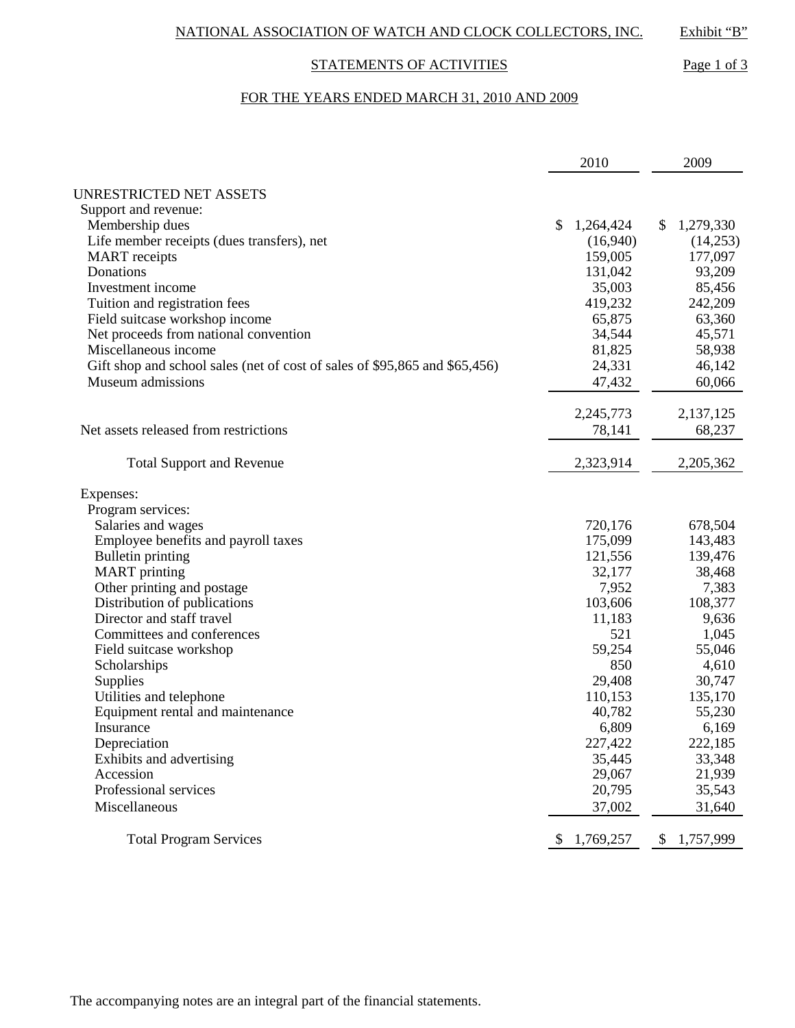NATIONAL ASSOCIATION OF WATCH AND CLOCK COLLECTORS, INC. Exhibit "B"

STATEMENTS OF ACTIVITIES Page 1 of 3

FOR THE YEARS ENDED MARCH 31, 2010 AND 2009

| | 2010 | 2009 |
|---|---|---|
| UNRESTRICTED NET ASSETS | | |
| Support and revenue: | | |
| Membership dues | $ 1,264,424 | $ 1,279,330 |
| Life member receipts (dues transfers), net | (16,940) | (14,253) |
| MART receipts | 159,005 | 177,097 |
| Donations | 131,042 | 93,209 |
| Investment income | 35,003 | 85,456 |
| Tuition and registration fees | 419,232 | 242,209 |
| Field suitcase workshop income | 65,875 | 63,360 |
| Net proceeds from national convention | 34,544 | 45,571 |
| Miscellaneous income | 81,825 | 58,938 |
| Gift shop and school sales (net of cost of sales of $95,865 and $65,456) | 24,331 | 46,142 |
| Museum admissions | 47,432 | 60,066 |
| | 2,245,773 | 2,137,125 |
| Net assets released from restrictions | 78,141 | 68,237 |
| Total Support and Revenue | 2,323,914 | 2,205,362 |
| Expenses: | | |
| Program services: | | |
| Salaries and wages | 720,176 | 678,504 |
| Employee benefits and payroll taxes | 175,099 | 143,483 |
| Bulletin printing | 121,556 | 139,476 |
| MART printing | 32,177 | 38,468 |
| Other printing and postage | 7,952 | 7,383 |
| Distribution of publications | 103,606 | 108,377 |
| Director and staff travel | 11,183 | 9,636 |
| Committees and conferences | 521 | 1,045 |
| Field suitcase workshop | 59,254 | 55,046 |
| Scholarships | 850 | 4,610 |
| Supplies | 29,408 | 30,747 |
| Utilities and telephone | 110,153 | 135,170 |
| Equipment rental and maintenance | 40,782 | 55,230 |
| Insurance | 6,809 | 6,169 |
| Depreciation | 227,422 | 222,185 |
| Exhibits and advertising | 35,445 | 33,348 |
| Accession | 29,067 | 21,939 |
| Professional services | 20,795 | 35,543 |
| Miscellaneous | 37,002 | 31,640 |
| Total Program Services | $ 1,769,257 | $ 1,757,999 |

The accompanying notes are an integral part of the financial statements.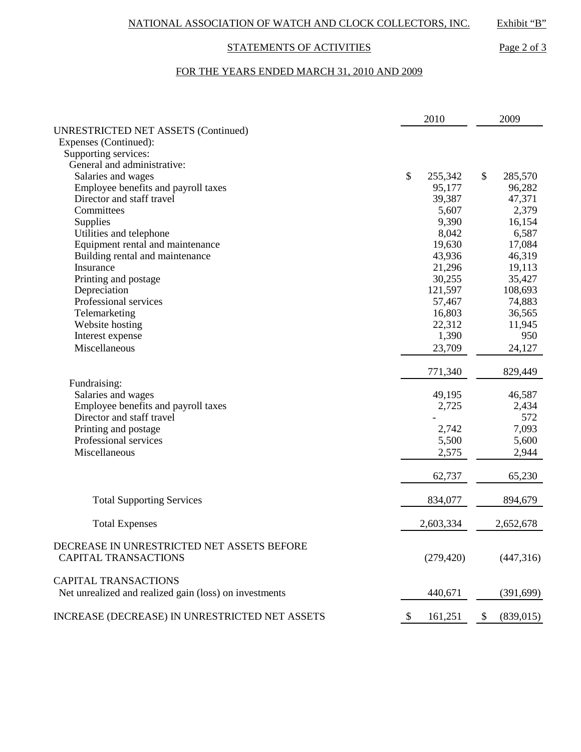NATIONAL ASSOCIATION OF WATCH AND CLOCK COLLECTORS, INC.

Exhibit "B"

STATEMENTS OF ACTIVITIES

FOR THE YEARS ENDED MARCH 31, 2010 AND 2009

| | 2010 | 2009 |
|---|---|---|
| UNRESTRICTED NET ASSETS (Continued) | | |
| Expenses (Continued): | | |
| Supporting services: | | |
| General and administrative: | | |
| Salaries and wages | $ 255,342 | $ 285,570 |
| Employee benefits and payroll taxes | 95,177 | 96,282 |
| Director and staff travel | 39,387 | 47,371 |
| Committees | 5,607 | 2,379 |
| Supplies | 9,390 | 16,154 |
| Utilities and telephone | 8,042 | 6,587 |
| Equipment rental and maintenance | 19,630 | 17,084 |
| Building rental and maintenance | 43,936 | 46,319 |
| Insurance | 21,296 | 19,113 |
| Printing and postage | 30,255 | 35,427 |
| Depreciation | 121,597 | 108,693 |
| Professional services | 57,467 | 74,883 |
| Telemarketing | 16,803 | 36,565 |
| Website hosting | 22,312 | 11,945 |
| Interest expense | 1,390 | 950 |
| Miscellaneous | 23,709 | 24,127 |
| | 771,340 | 829,449 |
| Fundraising: | | |
| Salaries and wages | 49,195 | 46,587 |
| Employee benefits and payroll taxes | 2,725 | 2,434 |
| Director and staff travel | - | 572 |
| Printing and postage | 2,742 | 7,093 |
| Professional services | 5,500 | 5,600 |
| Miscellaneous | 2,575 | 2,944 |
| | 62,737 | 65,230 |
| Total Supporting Services | 834,077 | 894,679 |
| Total Expenses | 2,603,334 | 2,652,678 |
| DECREASE IN UNRESTRICTED NET ASSETS BEFORE CAPITAL TRANSACTIONS | (279,420) | (447,316) |
| CAPITAL TRANSACTIONS | | |
| Net unrealized and realized gain (loss) on investments | 440,671 | (391,699) |
| INCREASE (DECREASE) IN UNRESTRICTED NET ASSETS | $ 161,251 | $ (839,015) |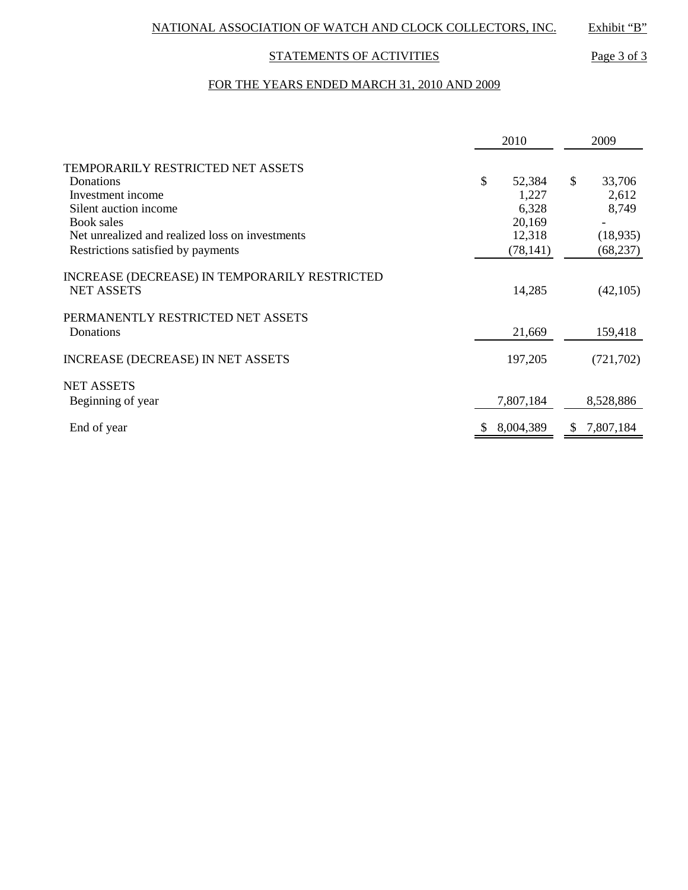NATIONAL ASSOCIATION OF WATCH AND CLOCK COLLECTORS, INC. Exhibit "B"

STATEMENTS OF ACTIVITIES

FOR THE YEARS ENDED MARCH 31, 2010 AND 2009

| | 2010 | 2009 |
|---|---|---|
| TEMPORARILY RESTRICTED NET ASSETS | | |
| Donations | $ 52,384 | $ 33,706 |
| Investment income | 1,227 | 2,612 |
| Silent auction income | 6,328 | 8,749 |
| Book sales | 20,169 | - |
| Net unrealized and realized loss on investments | 12,318 | (18,935) |
| Restrictions satisfied by payments | (78,141) | (68,237) |
| INCREASE (DECREASE) IN TEMPORARILY RESTRICTED NET ASSETS | 14,285 | (42,105) |
| PERMANENTLY RESTRICTED NET ASSETS | | |
| Donations | 21,669 | 159,418 |
| INCREASE (DECREASE) IN NET ASSETS | 197,205 | (721,702) |
| NET ASSETS | | |
| Beginning of year | 7,807,184 | 8,528,886 |
| End of year | $ 8,004,389 | $ 7,807,184 |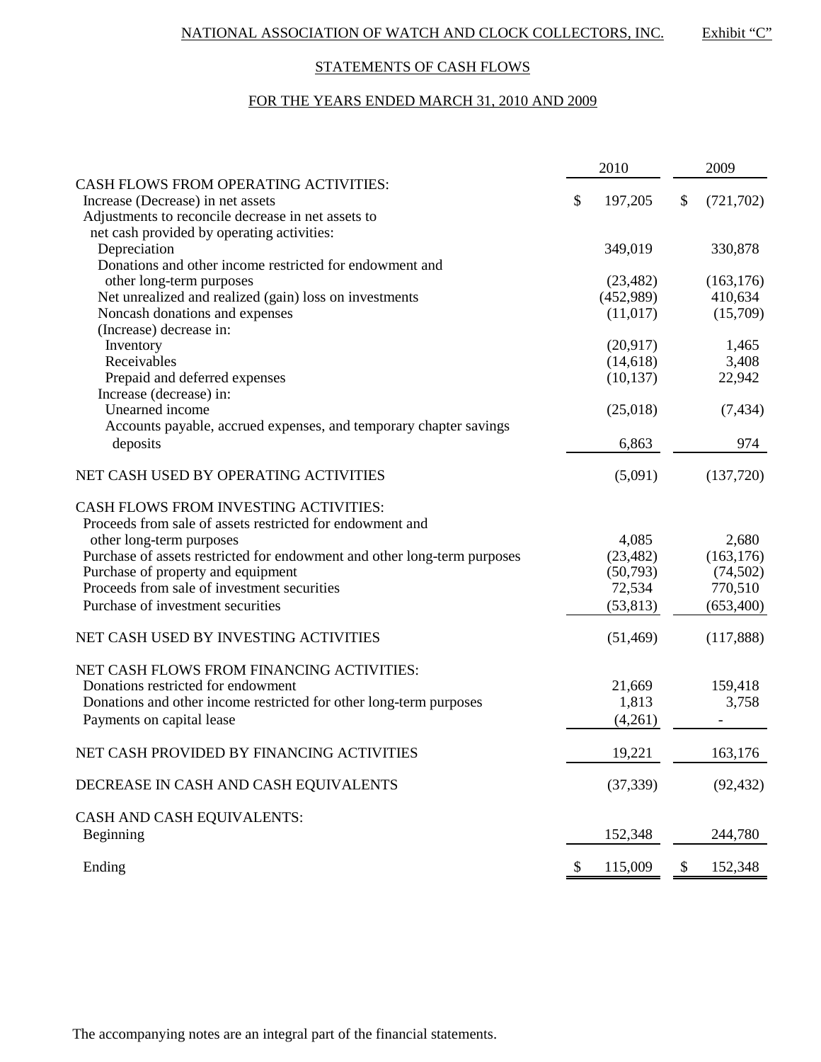NATIONAL ASSOCIATION OF WATCH AND CLOCK COLLECTORS, INC. Exhibit "C"

## STATEMENTS OF CASH FLOWS

### FOR THE YEARS ENDED MARCH 31, 2010 AND 2009

| | 2010 | 2009 |
|---|---|---|
| CASH FLOWS FROM OPERATING ACTIVITIES: | | |
| Increase (Decrease) in net assets | $ 197,205 | $ (721,702) |
| Adjustments to reconcile decrease in net assets to net cash provided by operating activities: | | |
| Depreciation | 349,019 | 330,878 |
| Donations and other income restricted for endowment and other long-term purposes | (23,482) | (163,176) |
| Net unrealized and realized (gain) loss on investments | (452,989) | 410,634 |
| Noncash donations and expenses | (11,017) | (15,709) |
| (Increase) decrease in: | | |
| Inventory | (20,917) | 1,465 |
| Receivables | (14,618) | 3,408 |
| Prepaid and deferred expenses | (10,137) | 22,942 |
| Increase (decrease) in: | | |
| Unearned income | (25,018) | (7,434) |
| Accounts payable, accrued expenses, and temporary chapter savings deposits | 6,863 | 974 |
| NET CASH USED BY OPERATING ACTIVITIES | (5,091) | (137,720) |
| CASH FLOWS FROM INVESTING ACTIVITIES: | | |
| Proceeds from sale of assets restricted for endowment and other long-term purposes | 4,085 | 2,680 |
| Purchase of assets restricted for endowment and other long-term purposes | (23,482) | (163,176) |
| Purchase of property and equipment | (50,793) | (74,502) |
| Proceeds from sale of investment securities | 72,534 | 770,510 |
| Purchase of investment securities | (53,813) | (653,400) |
| NET CASH USED BY INVESTING ACTIVITIES | (51,469) | (117,888) |
| NET CASH FLOWS FROM FINANCING ACTIVITIES: | | |
| Donations restricted for endowment | 21,669 | 159,418 |
| Donations and other income restricted for other long-term purposes | 1,813 | 3,758 |
| Payments on capital lease | (4,261) | - |
| NET CASH PROVIDED BY FINANCING ACTIVITIES | 19,221 | 163,176 |
| DECREASE IN CASH AND CASH EQUIVALENTS | (37,339) | (92,432) |
| CASH AND CASH EQUIVALENTS: | | |
| Beginning | 152,348 | 244,780 |
| Ending | $ 115,009 | $ 152,348 |

The accompanying notes are an integral part of the financial statements.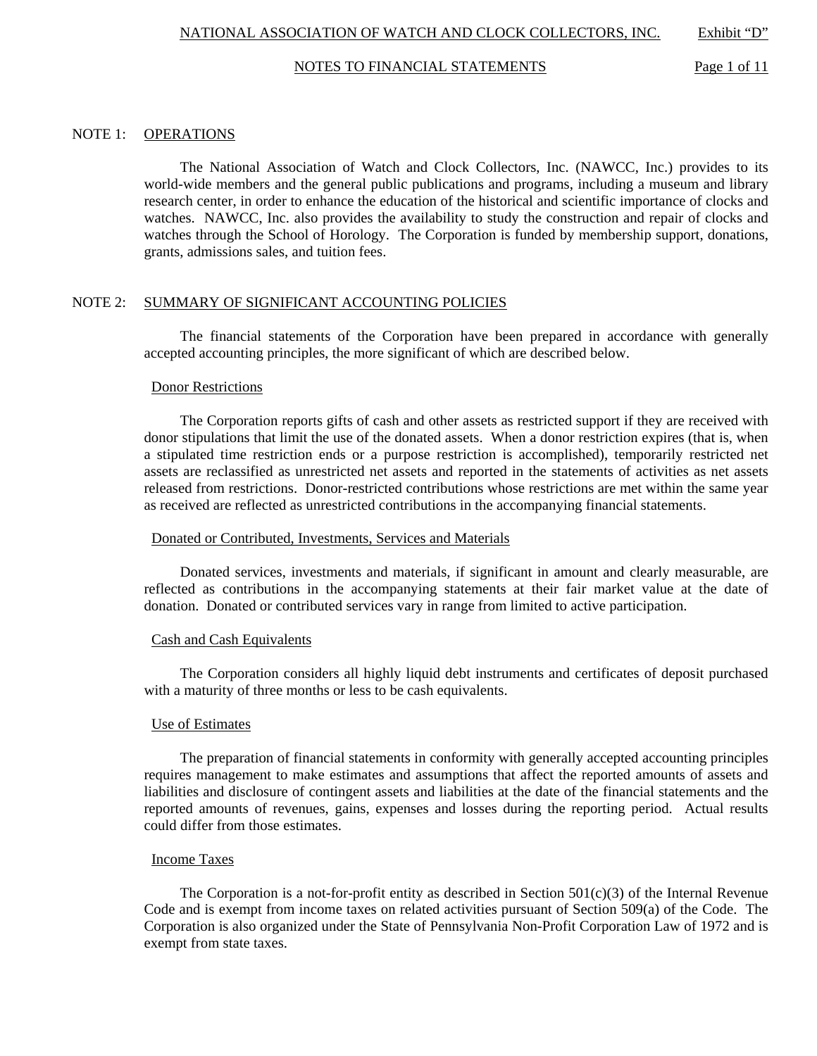NATIONAL ASSOCIATION OF WATCH AND CLOCK COLLECTORS, INC. Exhibit "D"

NOTES TO FINANCIAL STATEMENTS

## NOTE 1: OPERATIONS

The National Association of Watch and Clock Collectors, Inc. (NAWCC, Inc.) provides to its world-wide members and the general public publications and programs, including a museum and library research center, in order to enhance the education of the historical and scientific importance of clocks and watches. NAWCC, Inc. also provides the availability to study the construction and repair of clocks and watches through the School of Horology. The Corporation is funded by membership support, donations, grants, admissions sales, and tuition fees.

## NOTE 2: SUMMARY OF SIGNIFICANT ACCOUNTING POLICIES

The financial statements of the Corporation have been prepared in accordance with generally accepted accounting principles, the more significant of which are described below.

### Donor Restrictions

The Corporation reports gifts of cash and other assets as restricted support if they are received with donor stipulations that limit the use of the donated assets. When a donor restriction expires (that is, when a stipulated time restriction ends or a purpose restriction is accomplished), temporarily restricted net assets are reclassified as unrestricted net assets and reported in the statements of activities as net assets released from restrictions. Donor-restricted contributions whose restrictions are met within the same year as received are reflected as unrestricted contributions in the accompanying financial statements.

### Donated or Contributed, Investments, Services and Materials

Donated services, investments and materials, if significant in amount and clearly measurable, are reflected as contributions in the accompanying statements at their fair market value at the date of donation. Donated or contributed services vary in range from limited to active participation.

### Cash and Cash Equivalents

The Corporation considers all highly liquid debt instruments and certificates of deposit purchased with a maturity of three months or less to be cash equivalents.

### Use of Estimates

The preparation of financial statements in conformity with generally accepted accounting principles requires management to make estimates and assumptions that affect the reported amounts of assets and liabilities and disclosure of contingent assets and liabilities at the date of the financial statements and the reported amounts of revenues, gains, expenses and losses during the reporting period. Actual results could differ from those estimates.

### Income Taxes

The Corporation is a not-for-profit entity as described in Section 501(c)(3) of the Internal Revenue Code and is exempt from income taxes on related activities pursuant of Section 509(a) of the Code. The Corporation is also organized under the State of Pennsylvania Non-Profit Corporation Law of 1972 and is exempt from state taxes.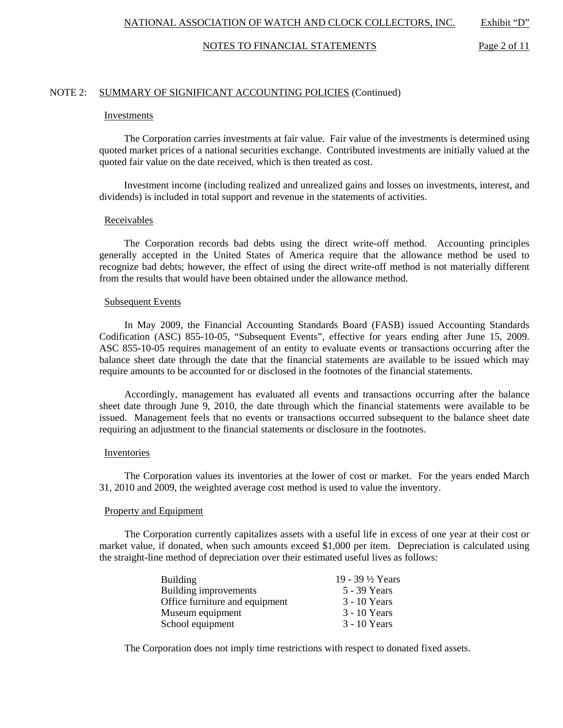NOTE 2: SUMMARY OF SIGNIFICANT ACCOUNTING POLICIES (Continued)

### Investments

The Corporation carries investments at fair value. Fair value of the investments is determined using quoted market prices of a national securities exchange. Contributed investments are initially valued at the quoted fair value on the date received, which is then treated as cost.

Investment income (including realized and unrealized gains and losses on investments, interest, and dividends) is included in total support and revenue in the statements of activities.

### Receivables

The Corporation records bad debts using the direct write-off method. Accounting principles generally accepted in the United States of America require that the allowance method be used to recognize bad debts; however, the effect of using the direct write-off method is not materially different from the results that would have been obtained under the allowance method.

### Subsequent Events

In May 2009, the Financial Accounting Standards Board (FASB) issued Accounting Standards Codification (ASC) 855-10-05, "Subsequent Events", effective for years ending after June 15, 2009. ASC 855-10-05 requires management of an entity to evaluate events or transactions occurring after the balance sheet date through the date that the financial statements are available to be issued which may require amounts to be accounted for or disclosed in the footnotes of the financial statements.

Accordingly, management has evaluated all events and transactions occurring after the balance sheet date through June 9, 2010, the date through which the financial statements were available to be issued. Management feels that no events or transactions occurred subsequent to the balance sheet date requiring an adjustment to the financial statements or disclosure in the footnotes.

### Inventories

The Corporation values its inventories at the lower of cost or market. For the years ended March 31, 2010 and 2009, the weighted average cost method is used to value the inventory.

### Property and Equipment

The Corporation currently capitalizes assets with a useful life in excess of one year at their cost or market value, if donated, when such amounts exceed $1,000 per item. Depreciation is calculated using the straight-line method of depreciation over their estimated useful lives as follows:

| | |
|---|---|
| Building | 19 - 39 ½ Years |
| Building improvements | 5 - 39 Years |
| Office furniture and equipment | 3 - 10 Years |
| Museum equipment | 3 - 10 Years |
| School equipment | 3 - 10 Years |

The Corporation does not imply time restrictions with respect to donated fixed assets.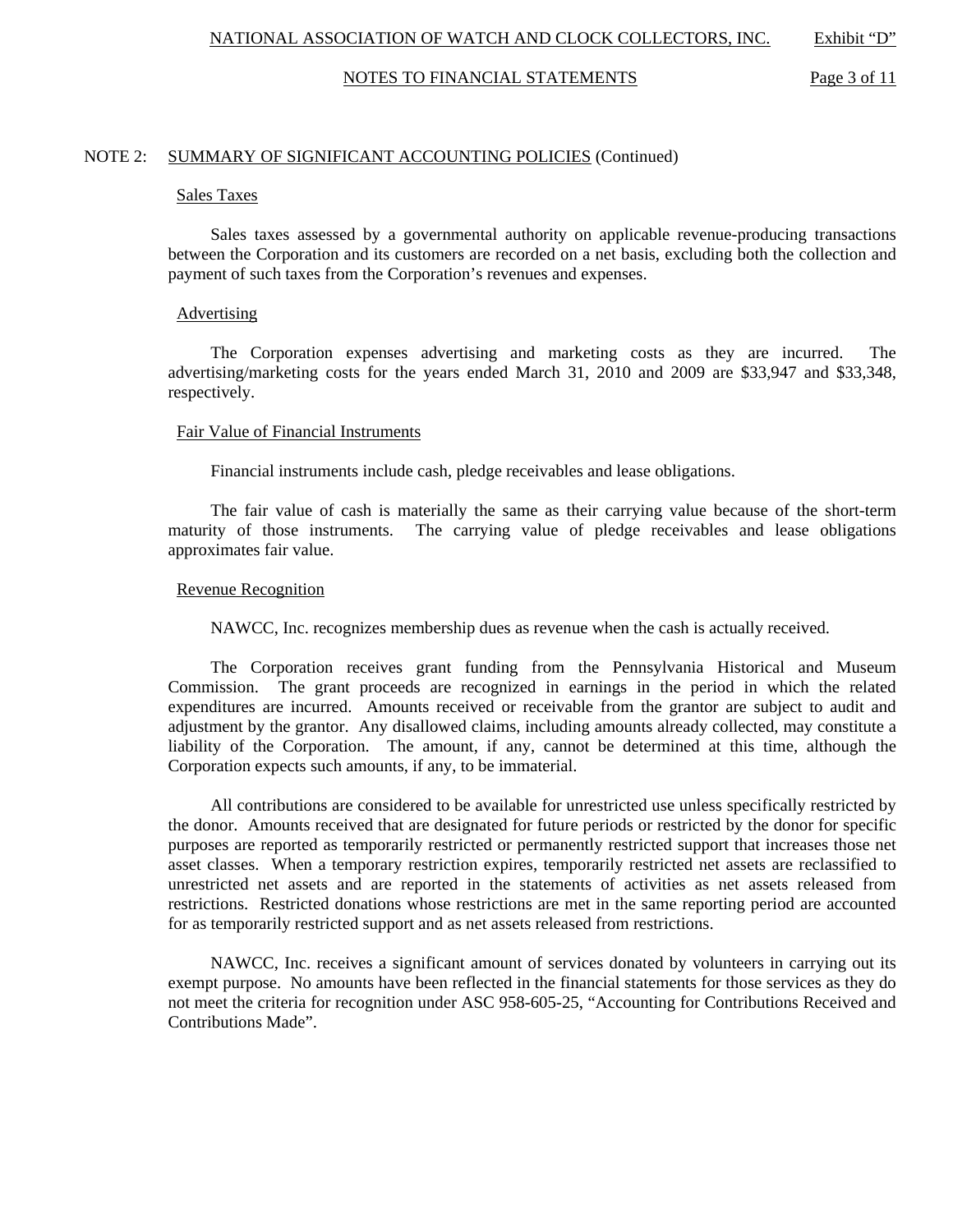NOTE 2: SUMMARY OF SIGNIFICANT ACCOUNTING POLICIES (Continued)

Sales Taxes

Sales taxes assessed by a governmental authority on applicable revenue-producing transactions between the Corporation and its customers are recorded on a net basis, excluding both the collection and payment of such taxes from the Corporation's revenues and expenses.

Advertising

The Corporation expenses advertising and marketing costs as they are incurred. The advertising/marketing costs for the years ended March 31, 2010 and 2009 are $33,947 and $33,348, respectively.

Fair Value of Financial Instruments

Financial instruments include cash, pledge receivables and lease obligations.

The fair value of cash is materially the same as their carrying value because of the short-term maturity of those instruments. The carrying value of pledge receivables and lease obligations approximates fair value.

Revenue Recognition

NAWCC, Inc. recognizes membership dues as revenue when the cash is actually received.

The Corporation receives grant funding from the Pennsylvania Historical and Museum Commission. The grant proceeds are recognized in earnings in the period in which the related expenditures are incurred. Amounts received or receivable from the grantor are subject to audit and adjustment by the grantor. Any disallowed claims, including amounts already collected, may constitute a liability of the Corporation. The amount, if any, cannot be determined at this time, although the Corporation expects such amounts, if any, to be immaterial.

All contributions are considered to be available for unrestricted use unless specifically restricted by the donor. Amounts received that are designated for future periods or restricted by the donor for specific purposes are reported as temporarily restricted or permanently restricted support that increases those net asset classes. When a temporary restriction expires, temporarily restricted net assets are reclassified to unrestricted net assets and are reported in the statements of activities as net assets released from restrictions. Restricted donations whose restrictions are met in the same reporting period are accounted for as temporarily restricted support and as net assets released from restrictions.

NAWCC, Inc. receives a significant amount of services donated by volunteers in carrying out its exempt purpose. No amounts have been reflected in the financial statements for those services as they do not meet the criteria for recognition under ASC 958-605-25, "Accounting for Contributions Received and Contributions Made".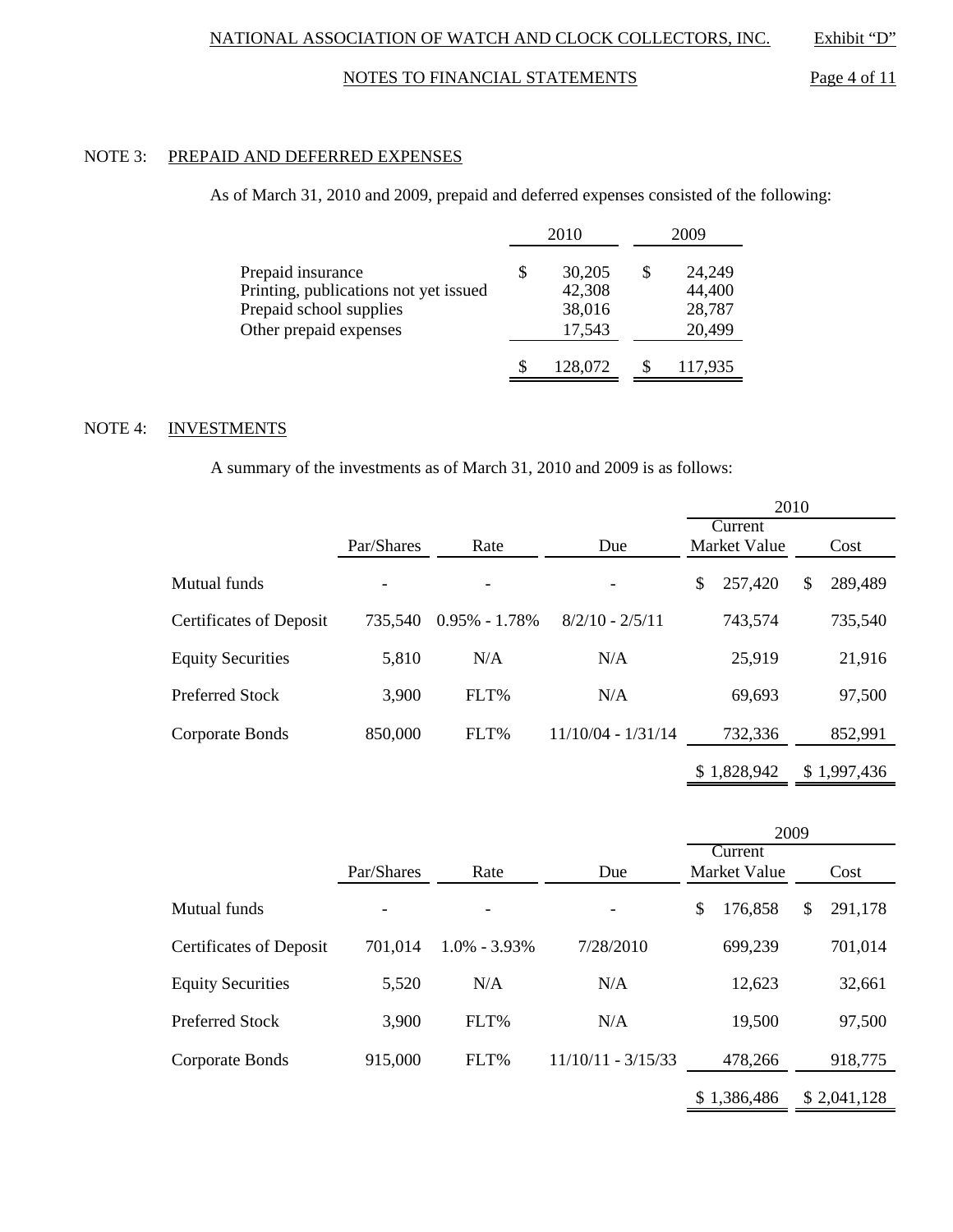## NOTE 3: PREPAID AND DEFERRED EXPENSES

As of March 31, 2010 and 2009, prepaid and deferred expenses consisted of the following:

| | 2010 | 2009 |
|---|---|---|
| Prepaid insurance | $ 30,205 | $ 24,249 |
| Printing, publications not yet issued | 42,308 | 44,400 |
| Prepaid school supplies | 38,016 | 28,787 |
| Other prepaid expenses | 17,543 | 20,499 |
| | $ 128,072 | $ 117,935 |

## NOTE 4: INVESTMENTS

A summary of the investments as of March 31, 2010 and 2009 is as follows:

| | | | | 2010 | |
|---|---|---|---|---|---|
| | Par/Shares | Rate | Due | Current Market Value | Cost |
| Mutual funds | - | - | - | $ 257,420 | $ 289,489 |
| Certificates of Deposit | 735,540 | 0.95% - 1.78% | 8/2/10 - 2/5/11 | 743,574 | 735,540 |
| Equity Securities | 5,810 | N/A | N/A | 25,919 | 21,916 |
| Preferred Stock | 3,900 | FLT% | N/A | 69,693 | 97,500 |
| Corporate Bonds | 850,000 | FLT% | 11/10/04 - 1/31/14 | 732,336 | 852,991 |
| | | | | $ 1,828,942 | $ 1,997,436 |

| | | | | 2009 | |
|---|---|---|---|---|---|
| | Par/Shares | Rate | Due | Current Market Value | Cost |
| Mutual funds | - | - | - | $ 176,858 | $ 291,178 |
| Certificates of Deposit | 701,014 | 1.0% - 3.93% | 7/28/2010 | 699,239 | 701,014 |
| Equity Securities | 5,520 | N/A | N/A | 12,623 | 32,661 |
| Preferred Stock | 3,900 | FLT% | N/A | 19,500 | 97,500 |
| Corporate Bonds | 915,000 | FLT% | 11/10/11 - 3/15/33 | 478,266 | 918,775 |
| | | | | $ 1,386,486 | $ 2,041,128 |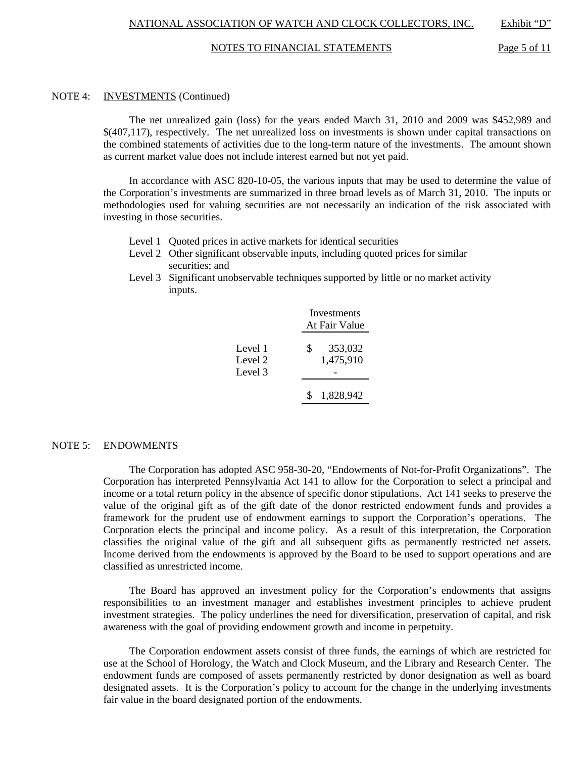## NOTE 4: INVESTMENTS (Continued)

The net unrealized gain (loss) for the years ended March 31, 2010 and 2009 was $452,989 and $(407,117), respectively. The net unrealized loss on investments is shown under capital transactions on the combined statements of activities due to the long-term nature of the investments. The amount shown as current market value does not include interest earned but not yet paid.

In accordance with ASC 820-10-05, the various inputs that may be used to determine the value of the Corporation's investments are summarized in three broad levels as of March 31, 2010. The inputs or methodologies used for valuing securities are not necessarily an indication of the risk associated with investing in those securities.

- Level 1 Quoted prices in active markets for identical securities
- Level 2 Other significant observable inputs, including quoted prices for similar securities; and
- Level 3 Significant unobservable techniques supported by little or no market activity inputs.

| | Investments At Fair Value |
|---|---|
| Level 1 | $ 353,032 |
| Level 2 | 1,475,910 |
| Level 3 | - |
| | $ 1,828,942 |

## NOTE 5: ENDOWMENTS

The Corporation has adopted ASC 958-30-20, "Endowments of Not-for-Profit Organizations". The Corporation has interpreted Pennsylvania Act 141 to allow for the Corporation to select a principal and income or a total return policy in the absence of specific donor stipulations. Act 141 seeks to preserve the value of the original gift as of the gift date of the donor restricted endowment funds and provides a framework for the prudent use of endowment earnings to support the Corporation's operations. The Corporation elects the principal and income policy. As a result of this interpretation, the Corporation classifies the original value of the gift and all subsequent gifts as permanently restricted net assets. Income derived from the endowments is approved by the Board to be used to support operations and are classified as unrestricted income.

The Board has approved an investment policy for the Corporation's endowments that assigns responsibilities to an investment manager and establishes investment principles to achieve prudent investment strategies. The policy underlines the need for diversification, preservation of capital, and risk awareness with the goal of providing endowment growth and income in perpetuity.

The Corporation endowment assets consist of three funds, the earnings of which are restricted for use at the School of Horology, the Watch and Clock Museum, and the Library and Research Center. The endowment funds are composed of assets permanently restricted by donor designation as well as board designated assets. It is the Corporation's policy to account for the change in the underlying investments fair value in the board designated portion of the endowments.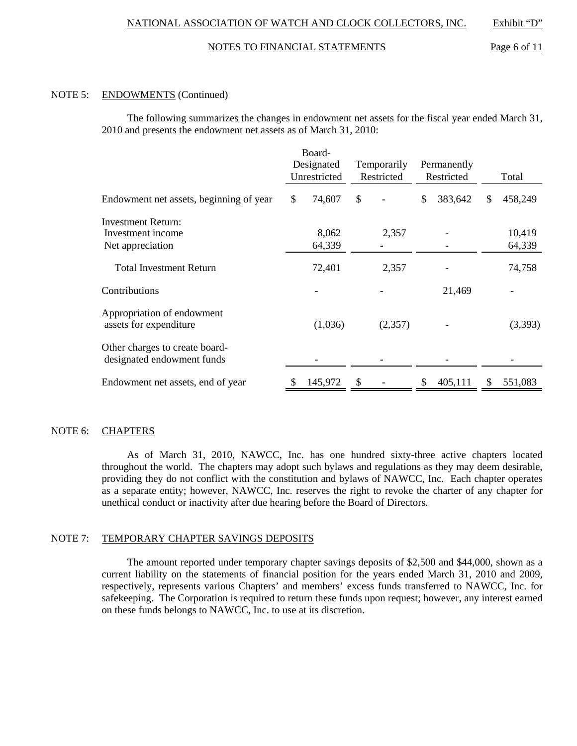NOTE 5: ENDOWMENTS (Continued)

The following summarizes the changes in endowment net assets for the fiscal year ended March 31, 2010 and presents the endowment net assets as of March 31, 2010:

| | Board-Designated Unrestricted | Temporarily Restricted | Permanently Restricted | Total |
|---|---|---|---|---|
| Endowment net assets, beginning of year | $ 74,607 | $ - | $ 383,642 | $ 458,249 |
| Investment Return: | | | | |
| Investment income | 8,062 | 2,357 | - | 10,419 |
| Net appreciation | 64,339 | - | - | 64,339 |
| Total Investment Return | 72,401 | 2,357 | - | 74,758 |
| Contributions | - | - | 21,469 | - |
| Appropriation of endowment assets for expenditure | (1,036) | (2,357) | - | (3,393) |
| Other charges to create board-designated endowment funds | - | - | - | - |
| Endowment net assets, end of year | $ 145,972 | $ - | $ 405,111 | $ 551,083 |

NOTE 6: CHAPTERS

As of March 31, 2010, NAWCC, Inc. has one hundred sixty-three active chapters located throughout the world. The chapters may adopt such bylaws and regulations as they may deem desirable, providing they do not conflict with the constitution and bylaws of NAWCC, Inc. Each chapter operates as a separate entity; however, NAWCC, Inc. reserves the right to revoke the charter of any chapter for unethical conduct or inactivity after due hearing before the Board of Directors.

NOTE 7: TEMPORARY CHAPTER SAVINGS DEPOSITS

The amount reported under temporary chapter savings deposits of $2,500 and $44,000, shown as a current liability on the statements of financial position for the years ended March 31, 2010 and 2009, respectively, represents various Chapters' and members' excess funds transferred to NAWCC, Inc. for safekeeping. The Corporation is required to return these funds upon request; however, any interest earned on these funds belongs to NAWCC, Inc. to use at its discretion.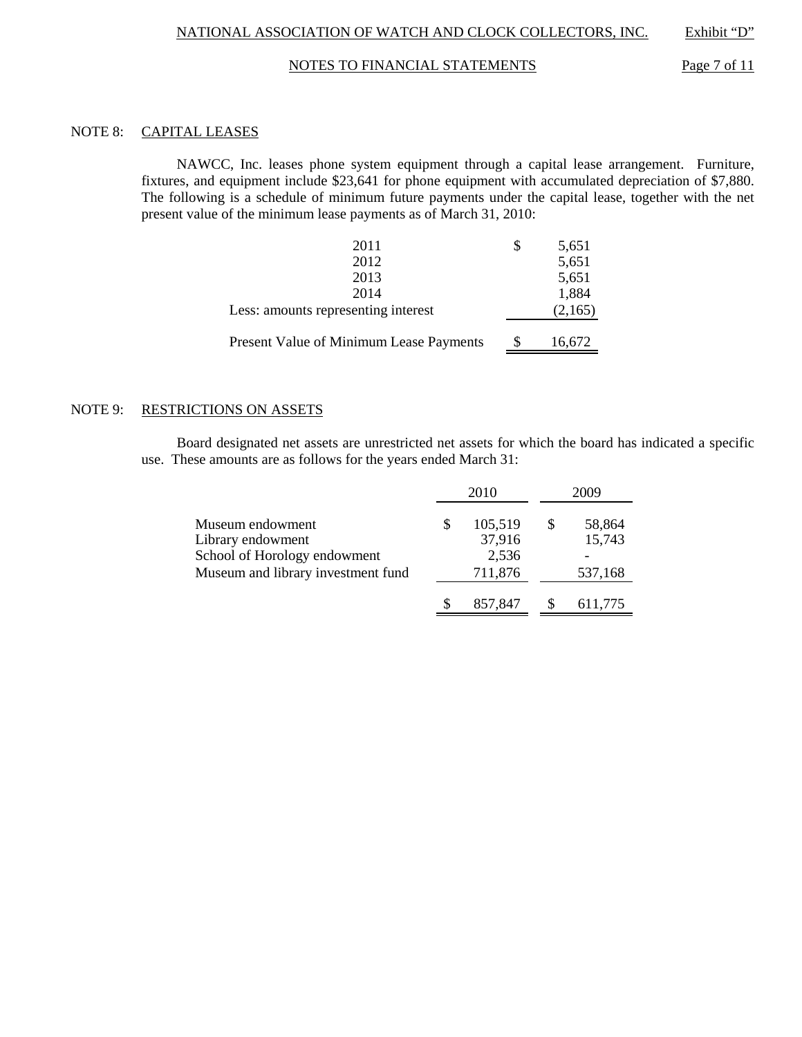## NOTE 8: CAPITAL LEASES

NAWCC, Inc. leases phone system equipment through a capital lease arrangement. Furniture, fixtures, and equipment include $23,641 for phone equipment with accumulated depreciation of $7,880. The following is a schedule of minimum future payments under the capital lease, together with the net present value of the minimum lease payments as of March 31, 2010:

| | |
|---|---|
| 2011 | $ 5,651 |
| 2012 | 5,651 |
| 2013 | 5,651 |
| 2014 | 1,884 |
| Less: amounts representing interest | (2,165) |
| Present Value of Minimum Lease Payments | $ 16,672 |

## NOTE 9: RESTRICTIONS ON ASSETS

Board designated net assets are unrestricted net assets for which the board has indicated a specific use. These amounts are as follows for the years ended March 31:

| | 2010 | 2009 |
|---|---|---|
| Museum endowment | $ 105,519 | $ 58,864 |
| Library endowment | 37,916 | 15,743 |
| School of Horology endowment | 2,536 | - |
| Museum and library investment fund | 711,876 | 537,168 |
| | $ 857,847 | $ 611,775 |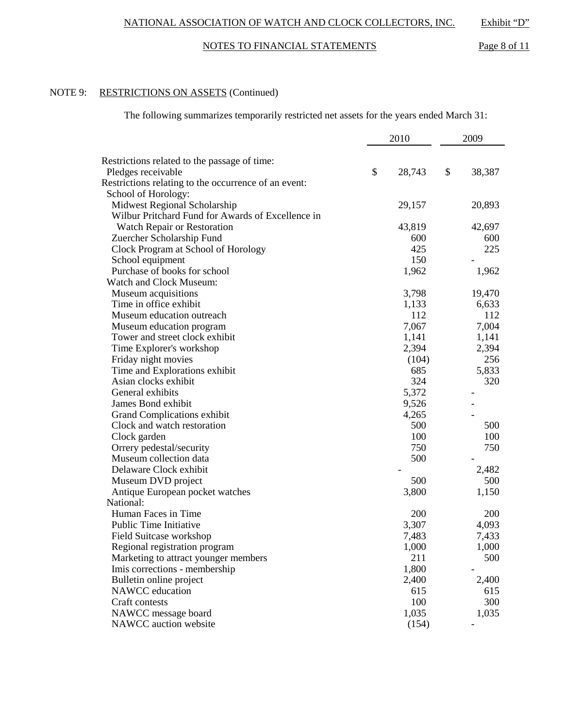NOTE 9: RESTRICTIONS ON ASSETS (Continued)

The following summarizes temporarily restricted net assets for the years ended March 31:

| | 2010 | 2009 |
|---|---|---|
| Restrictions related to the passage of time: | | |
| Pledges receivable | $ 28,743 | $ 38,387 |
| Restrictions relating to the occurrence of an event: | | |
| School of Horology: | | |
| Midwest Regional Scholarship | 29,157 | 20,893 |
| Wilbur Pritchard Fund for Awards of Excellence in Watch Repair or Restoration | 43,819 | 42,697 |
| Zuercher Scholarship Fund | 600 | 600 |
| Clock Program at School of Horology | 425 | 225 |
| School equipment | 150 | - |
| Purchase of books for school | 1,962 | 1,962 |
| Watch and Clock Museum: | | |
| Museum acquisitions | 3,798 | 19,470 |
| Time in office exhibit | 1,133 | 6,633 |
| Museum education outreach | 112 | 112 |
| Museum education program | 7,067 | 7,004 |
| Tower and street clock exhibit | 1,141 | 1,141 |
| Time Explorer's workshop | 2,394 | 2,394 |
| Friday night movies | (104) | 256 |
| Time and Explorations exhibit | 685 | 5,833 |
| Asian clocks exhibit | 324 | 320 |
| General exhibits | 5,372 | - |
| James Bond exhibit | 9,526 | - |
| Grand Complications exhibit | 4,265 | - |
| Clock and watch restoration | 500 | 500 |
| Clock garden | 100 | 100 |
| Orrery pedestal/security | 750 | 750 |
| Museum collection data | 500 | - |
| Delaware Clock exhibit | - | 2,482 |
| Museum DVD project | 500 | 500 |
| Antique European pocket watches | 3,800 | 1,150 |
| National: | | |
| Human Faces in Time | 200 | 200 |
| Public Time Initiative | 3,307 | 4,093 |
| Field Suitcase workshop | 7,483 | 7,433 |
| Regional registration program | 1,000 | 1,000 |
| Marketing to attract younger members | 211 | 500 |
| Imis corrections - membership | 1,800 | - |
| Bulletin online project | 2,400 | 2,400 |
| NAWCC education | 615 | 615 |
| Craft contests | 100 | 300 |
| NAWCC message board | 1,035 | 1,035 |
| NAWCC auction website | (154) | - |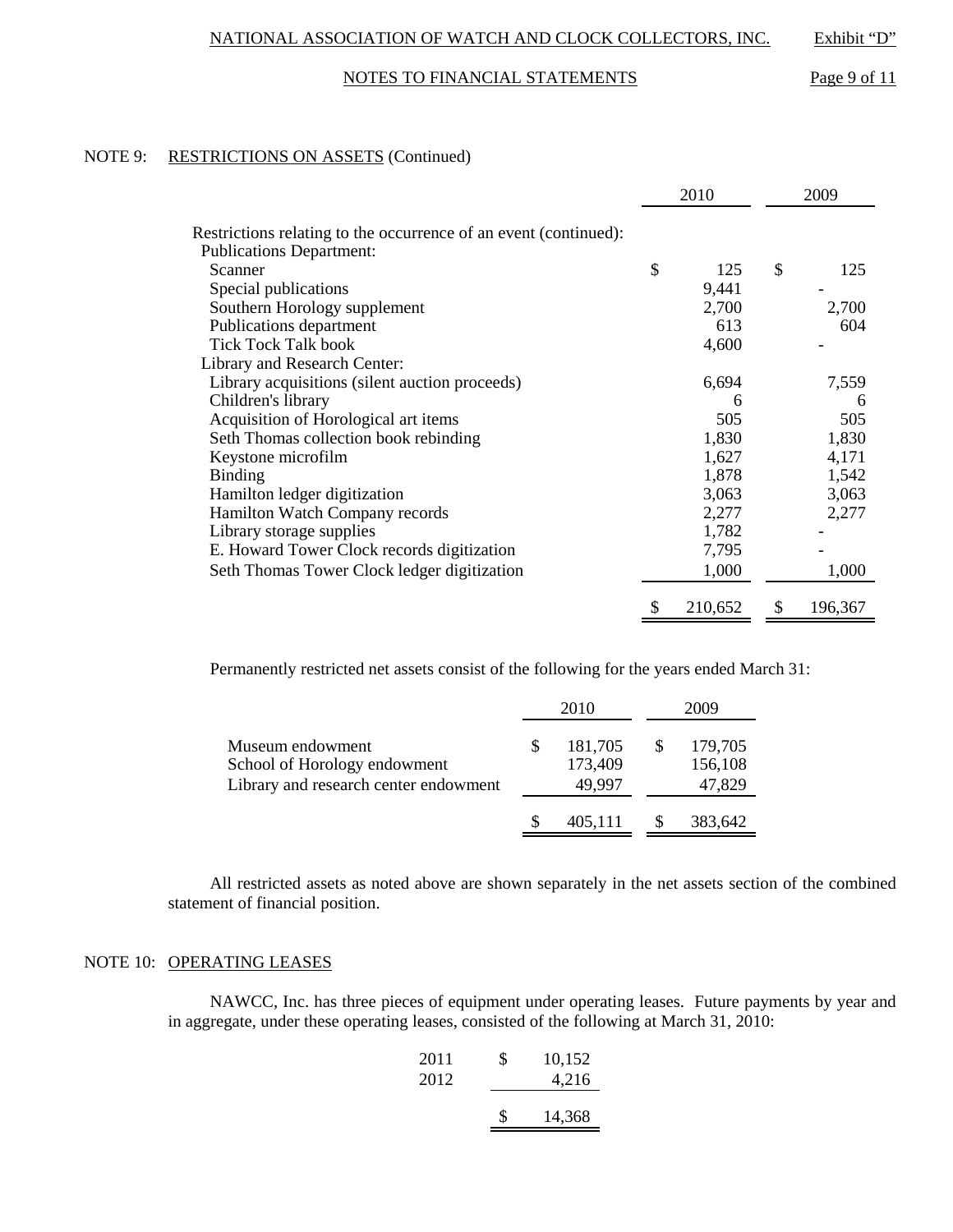## NOTE 9: RESTRICTIONS ON ASSETS (Continued)

| | 2010 | 2009 |
|---|---|---|
| Restrictions relating to the occurrence of an event (continued): | | |
| Publications Department: | | |
| Scanner | $ 125 | $ 125 |
| Special publications | 9,441 | - |
| Southern Horology supplement | 2,700 | 2,700 |
| Publications department | 613 | 604 |
| Tick Tock Talk book | 4,600 | - |
| Library and Research Center: | | |
| Library acquisitions (silent auction proceeds) | 6,694 | 7,559 |
| Children's library | 6 | 6 |
| Acquisition of Horological art items | 505 | 505 |
| Seth Thomas collection book rebinding | 1,830 | 1,830 |
| Keystone microfilm | 1,627 | 4,171 |
| Binding | 1,878 | 1,542 |
| Hamilton ledger digitization | 3,063 | 3,063 |
| Hamilton Watch Company records | 2,277 | 2,277 |
| Library storage supplies | 1,782 | - |
| E. Howard Tower Clock records digitization | 7,795 | - |
| Seth Thomas Tower Clock ledger digitization | 1,000 | 1,000 |
| | $ 210,652 | $ 196,367 |

Permanently restricted net assets consist of the following for the years ended March 31:

| | 2010 | 2009 |
|---|---|---|
| Museum endowment | $ 181,705 | $ 179,705 |
| School of Horology endowment | 173,409 | 156,108 |
| Library and research center endowment | 49,997 | 47,829 |
| | $ 405,111 | $ 383,642 |

All restricted assets as noted above are shown separately in the net assets section of the combined statement of financial position.

## NOTE 10: OPERATING LEASES

NAWCC, Inc. has three pieces of equipment under operating leases. Future payments by year and in aggregate, under these operating leases, consisted of the following at March 31, 2010:

| | |
|---|---|
| 2011 | $ 10,152 |
| 2012 | 4,216 |
| | $ 14,368 |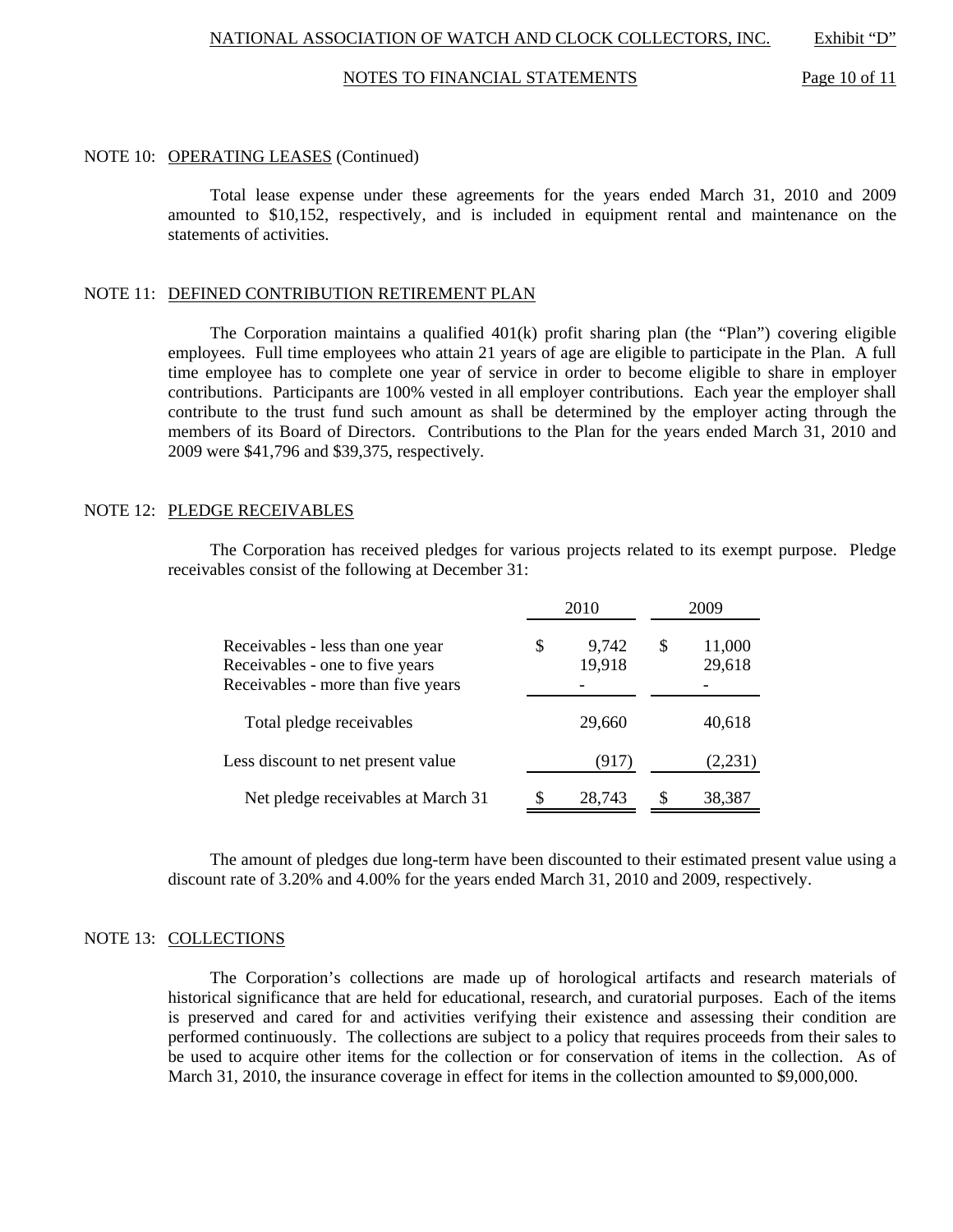NOTE 10: OPERATING LEASES (Continued)

Total lease expense under these agreements for the years ended March 31, 2010 and 2009 amounted to $10,152, respectively, and is included in equipment rental and maintenance on the statements of activities.

NOTE 11: DEFINED CONTRIBUTION RETIREMENT PLAN

The Corporation maintains a qualified 401(k) profit sharing plan (the "Plan") covering eligible employees. Full time employees who attain 21 years of age are eligible to participate in the Plan. A full time employee has to complete one year of service in order to become eligible to share in employer contributions. Participants are 100% vested in all employer contributions. Each year the employer shall contribute to the trust fund such amount as shall be determined by the employer acting through the members of its Board of Directors. Contributions to the Plan for the years ended March 31, 2010 and 2009 were $41,796 and $39,375, respectively.

NOTE 12: PLEDGE RECEIVABLES

The Corporation has received pledges for various projects related to its exempt purpose. Pledge receivables consist of the following at December 31:

| | 2010 | 2009 |
|---|---|---|
| Receivables - less than one year | $ 9,742 | $ 11,000 |
| Receivables - one to five years | 19,918 | 29,618 |
| Receivables - more than five years | - | - |
| Total pledge receivables | 29,660 | 40,618 |
| Less discount to net present value | (917) | (2,231) |
| Net pledge receivables at March 31 | $ 28,743 | $ 38,387 |

The amount of pledges due long-term have been discounted to their estimated present value using a discount rate of 3.20% and 4.00% for the years ended March 31, 2010 and 2009, respectively.

NOTE 13: COLLECTIONS

The Corporation's collections are made up of horological artifacts and research materials of historical significance that are held for educational, research, and curatorial purposes. Each of the items is preserved and cared for and activities verifying their existence and assessing their condition are performed continuously. The collections are subject to a policy that requires proceeds from their sales to be used to acquire other items for the collection or for conservation of items in the collection. As of March 31, 2010, the insurance coverage in effect for items in the collection amounted to $9,000,000.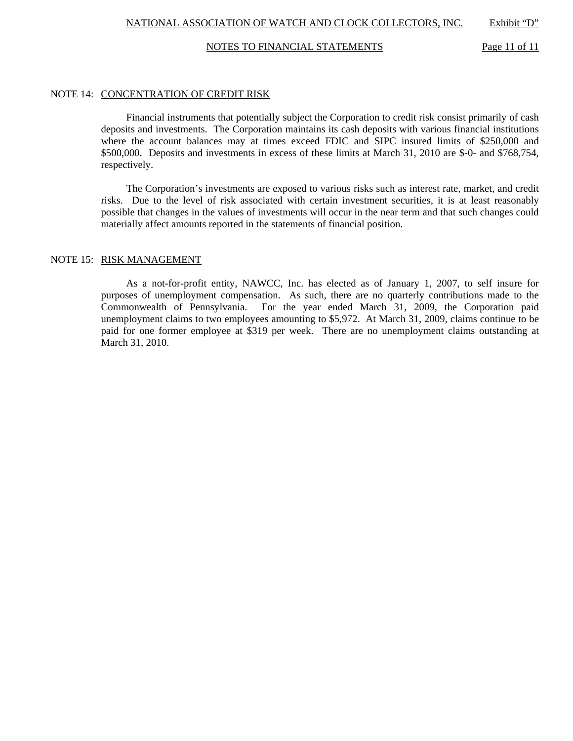### NOTE 14: CONCENTRATION OF CREDIT RISK

Financial instruments that potentially subject the Corporation to credit risk consist primarily of cash deposits and investments. The Corporation maintains its cash deposits with various financial institutions where the account balances may at times exceed FDIC and SIPC insured limits of $250,000 and $500,000. Deposits and investments in excess of these limits at March 31, 2010 are $-0- and $768,754, respectively.

The Corporation's investments are exposed to various risks such as interest rate, market, and credit risks. Due to the level of risk associated with certain investment securities, it is at least reasonably possible that changes in the values of investments will occur in the near term and that such changes could materially affect amounts reported in the statements of financial position.

### NOTE 15: RISK MANAGEMENT

As a not-for-profit entity, NAWCC, Inc. has elected as of January 1, 2007, to self insure for purposes of unemployment compensation. As such, there are no quarterly contributions made to the Commonwealth of Pennsylvania. For the year ended March 31, 2009, the Corporation paid unemployment claims to two employees amounting to $5,972. At March 31, 2009, claims continue to be paid for one former employee at $319 per week. There are no unemployment claims outstanding at March 31, 2010.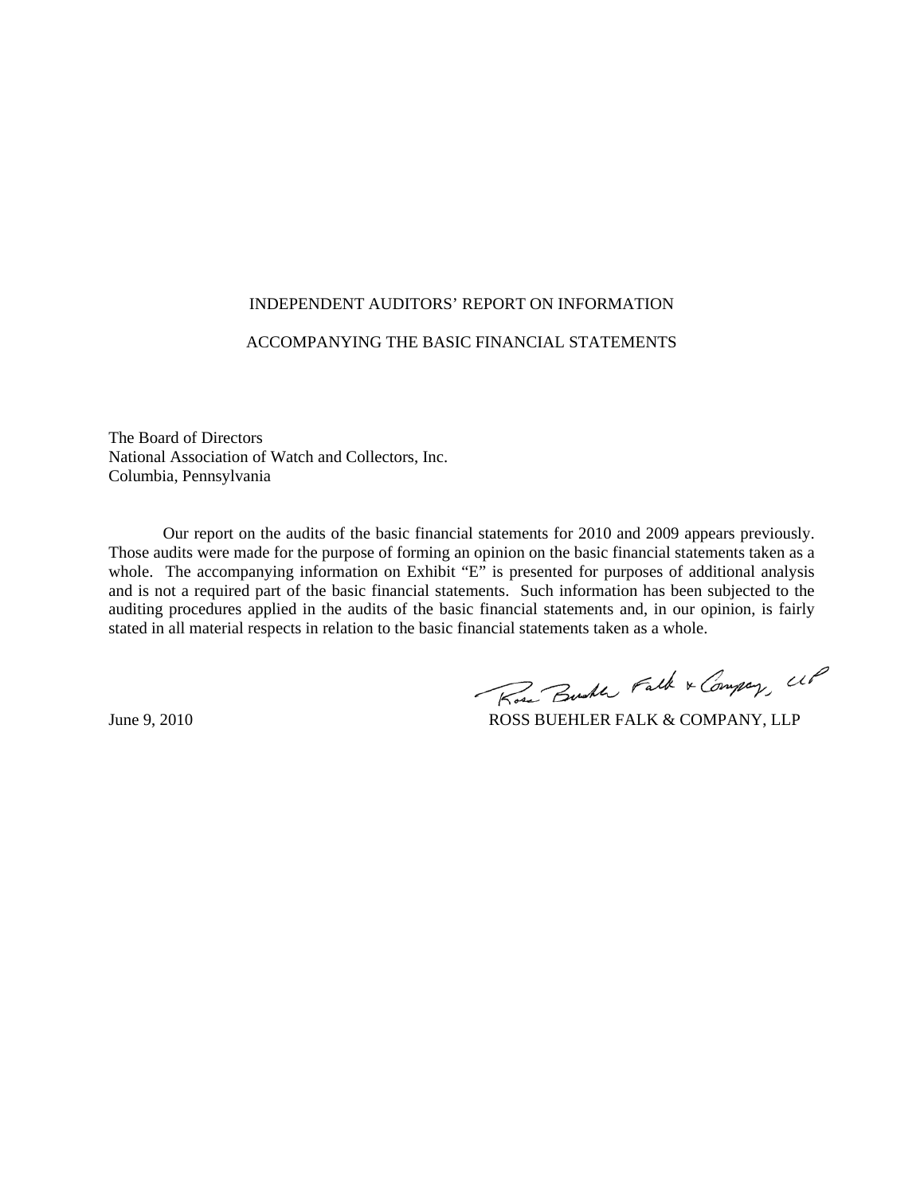# INDEPENDENT AUDITORS' REPORT ON INFORMATION

# ACCOMPANYING THE BASIC FINANCIAL STATEMENTS

The Board of Directors
National Association of Watch and Collectors, Inc.
Columbia, Pennsylvania

Our report on the audits of the basic financial statements for 2010 and 2009 appears previously. Those audits were made for the purpose of forming an opinion on the basic financial statements taken as a whole. The accompanying information on Exhibit "E" is presented for purposes of additional analysis and is not a required part of the basic financial statements. Such information has been subjected to the auditing procedures applied in the audits of the basic financial statements and, in our opinion, is fairly stated in all material respects in relation to the basic financial statements taken as a whole.

June 9, 2010

Ross Buehler Falk & Company, LLP

ROSS BUEHLER FALK & COMPANY, LLP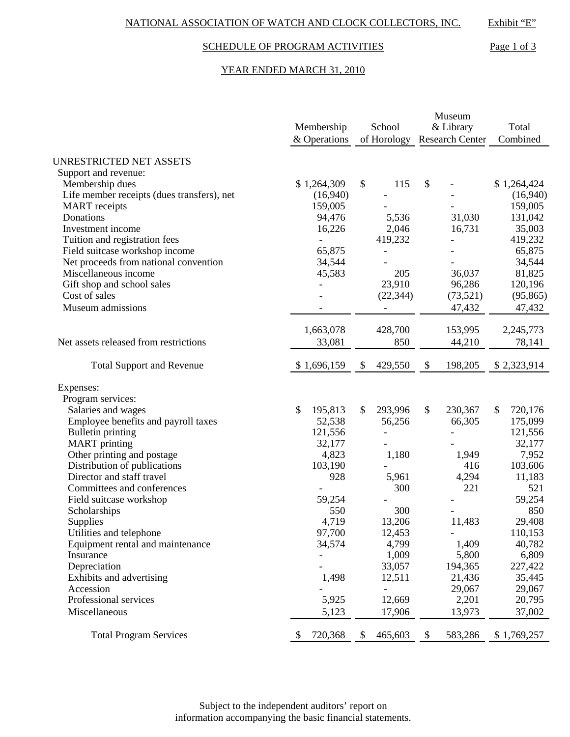NATIONAL ASSOCIATION OF WATCH AND CLOCK COLLECTORS, INC. Exhibit "E"

SCHEDULE OF PROGRAM ACTIVITIES Page 1 of 3

YEAR ENDED MARCH 31, 2010

| | Membership & Operations | School of Horology | Museum & Library Research Center | Total Combined |
|---|---|---|---|---|
| UNRESTRICTED NET ASSETS | | | | |
| Support and revenue: | | | | |
| Membership dues | $ 1,264,309 | $ 115 | $ - | $ 1,264,424 |
| Life member receipts (dues transfers), net | (16,940) | - | - | (16,940) |
| MART receipts | 159,005 | - | - | 159,005 |
| Donations | 94,476 | 5,536 | 31,030 | 131,042 |
| Investment income | 16,226 | 2,046 | 16,731 | 35,003 |
| Tuition and registration fees | - | 419,232 | - | 419,232 |
| Field suitcase workshop income | 65,875 | - | - | 65,875 |
| Net proceeds from national convention | 34,544 | - | - | 34,544 |
| Miscellaneous income | 45,583 | 205 | 36,037 | 81,825 |
| Gift shop and school sales | - | 23,910 | 96,286 | 120,196 |
| Cost of sales | - | (22,344) | (73,521) | (95,865) |
| Museum admissions | - | - | 47,432 | 47,432 |
| | 1,663,078 | 428,700 | 153,995 | 2,245,773 |
| Net assets released from restrictions | 33,081 | 850 | 44,210 | 78,141 |
| Total Support and Revenue | $ 1,696,159 | $ 429,550 | $ 198,205 | $ 2,323,914 |
| Expenses: | | | | |
| Program services: | | | | |
| Salaries and wages | $ 195,813 | $ 293,996 | $ 230,367 | $ 720,176 |
| Employee benefits and payroll taxes | 52,538 | 56,256 | 66,305 | 175,099 |
| Bulletin printing | 121,556 | - | - | 121,556 |
| MART printing | 32,177 | - | - | 32,177 |
| Other printing and postage | 4,823 | 1,180 | 1,949 | 7,952 |
| Distribution of publications | 103,190 | - | 416 | 103,606 |
| Director and staff travel | 928 | 5,961 | 4,294 | 11,183 |
| Committees and conferences | - | 300 | 221 | 521 |
| Field suitcase workshop | 59,254 | - | - | 59,254 |
| Scholarships | 550 | 300 | - | 850 |
| Supplies | 4,719 | 13,206 | 11,483 | 29,408 |
| Utilities and telephone | 97,700 | 12,453 | - | 110,153 |
| Equipment rental and maintenance | 34,574 | 4,799 | 1,409 | 40,782 |
| Insurance | - | 1,009 | 5,800 | 6,809 |
| Depreciation | - | 33,057 | 194,365 | 227,422 |
| Exhibits and advertising | 1,498 | 12,511 | 21,436 | 35,445 |
| Accession | - | - | 29,067 | 29,067 |
| Professional services | 5,925 | 12,669 | 2,201 | 20,795 |
| Miscellaneous | 5,123 | 17,906 | 13,973 | 37,002 |
| Total Program Services | $ 720,368 | $ 465,603 | $ 583,286 | $ 1,769,257 |

Subject to the independent auditors' report on information accompanying the basic financial statements.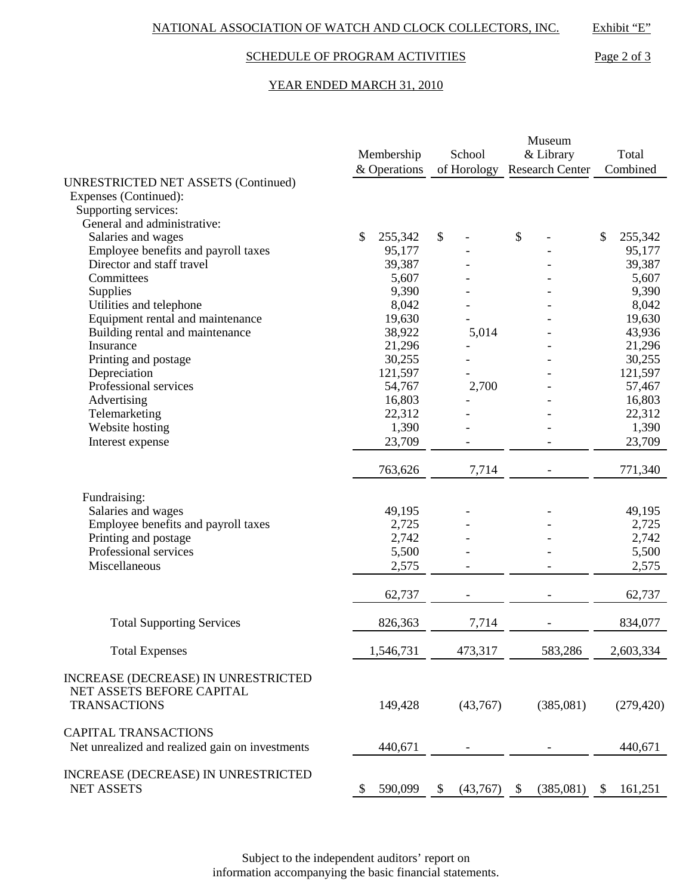NATIONAL ASSOCIATION OF WATCH AND CLOCK COLLECTORS, INC. Exhibit "E"

SCHEDULE OF PROGRAM ACTIVITIES

YEAR ENDED MARCH 31, 2010

| | Membership & Operations | School of Horology | Museum & Library Research Center | Total Combined |
|---|---|---|---|---|
| UNRESTRICTED NET ASSETS (Continued) | | | | |
| Expenses (Continued): | | | | |
| Supporting services: | | | | |
| General and administrative: | | | | |
| Salaries and wages | $ 255,342 | $ - | $ - | $ 255,342 |
| Employee benefits and payroll taxes | 95,177 | - | - | 95,177 |
| Director and staff travel | 39,387 | - | - | 39,387 |
| Committees | 5,607 | - | - | 5,607 |
| Supplies | 9,390 | - | - | 9,390 |
| Utilities and telephone | 8,042 | - | - | 8,042 |
| Equipment rental and maintenance | 19,630 | - | - | 19,630 |
| Building rental and maintenance | 38,922 | 5,014 | - | 43,936 |
| Insurance | 21,296 | - | - | 21,296 |
| Printing and postage | 30,255 | - | - | 30,255 |
| Depreciation | 121,597 | - | - | 121,597 |
| Professional services | 54,767 | 2,700 | - | 57,467 |
| Advertising | 16,803 | - | - | 16,803 |
| Telemarketing | 22,312 | - | - | 22,312 |
| Website hosting | 1,390 | - | - | 1,390 |
| Interest expense | 23,709 | - | - | 23,709 |
| | 763,626 | 7,714 | - | 771,340 |
| Fundraising: | | | | |
| Salaries and wages | 49,195 | - | - | 49,195 |
| Employee benefits and payroll taxes | 2,725 | - | - | 2,725 |
| Printing and postage | 2,742 | - | - | 2,742 |
| Professional services | 5,500 | - | - | 5,500 |
| Miscellaneous | 2,575 | - | - | 2,575 |
| | 62,737 | - | - | 62,737 |
| Total Supporting Services | 826,363 | 7,714 | - | 834,077 |
| Total Expenses | 1,546,731 | 473,317 | 583,286 | 2,603,334 |
| INCREASE (DECREASE) IN UNRESTRICTED NET ASSETS BEFORE CAPITAL TRANSACTIONS | 149,428 | (43,767) | (385,081) | (279,420) |
| CAPITAL TRANSACTIONS | | | | |
| Net unrealized and realized gain on investments | 440,671 | - | - | 440,671 |
| INCREASE (DECREASE) IN UNRESTRICTED NET ASSETS | $ 590,099 | $ (43,767) | $ (385,081) | $ 161,251 |

Subject to the independent auditors' report on information accompanying the basic financial statements.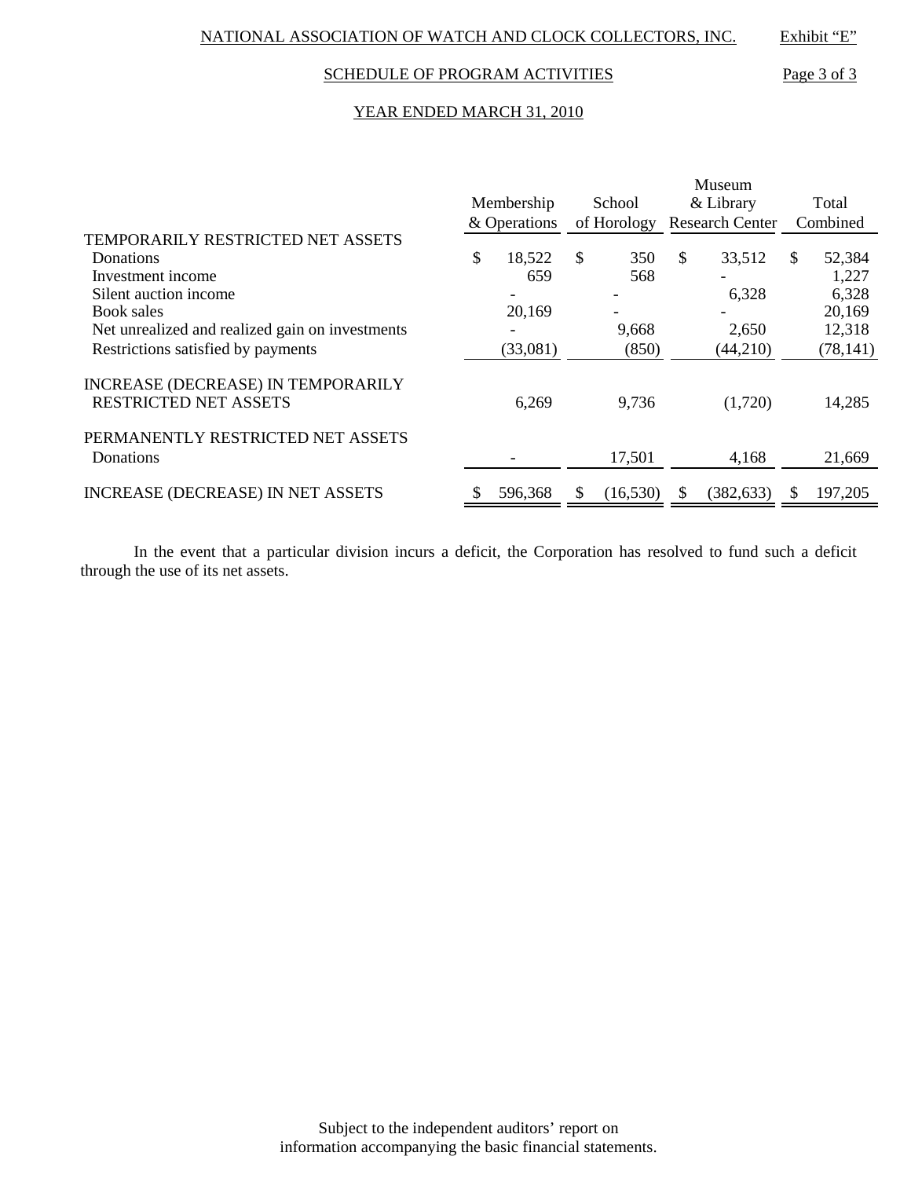NATIONAL ASSOCIATION OF WATCH AND CLOCK COLLECTORS, INC. Exhibit "E"

SCHEDULE OF PROGRAM ACTIVITIES Page 3 of 3

YEAR ENDED MARCH 31, 2010

| | Membership & Operations | School of Horology | Museum & Library Research Center | Total Combined |
|---|---|---|---|---|
| TEMPORARILY RESTRICTED NET ASSETS | | | | |
| Donations | $ 18,522 | $ 350 | $ 33,512 | $ 52,384 |
| Investment income | 659 | 568 | - | 1,227 |
| Silent auction income | - | - | 6,328 | 6,328 |
| Book sales | 20,169 | - | - | 20,169 |
| Net unrealized and realized gain on investments | - | 9,668 | 2,650 | 12,318 |
| Restrictions satisfied by payments | (33,081) | (850) | (44,210) | (78,141) |
| INCREASE (DECREASE) IN TEMPORARILY RESTRICTED NET ASSETS | 6,269 | 9,736 | (1,720) | 14,285 |
| PERMANENTLY RESTRICTED NET ASSETS | | | | |
| Donations | - | 17,501 | 4,168 | 21,669 |
| INCREASE (DECREASE) IN NET ASSETS | $ 596,368 | $ (16,530) | $ (382,633) | $ 197,205 |

In the event that a particular division incurs a deficit, the Corporation has resolved to fund such a deficit through the use of its net assets.

Subject to the independent auditors' report on information accompanying the basic financial statements.